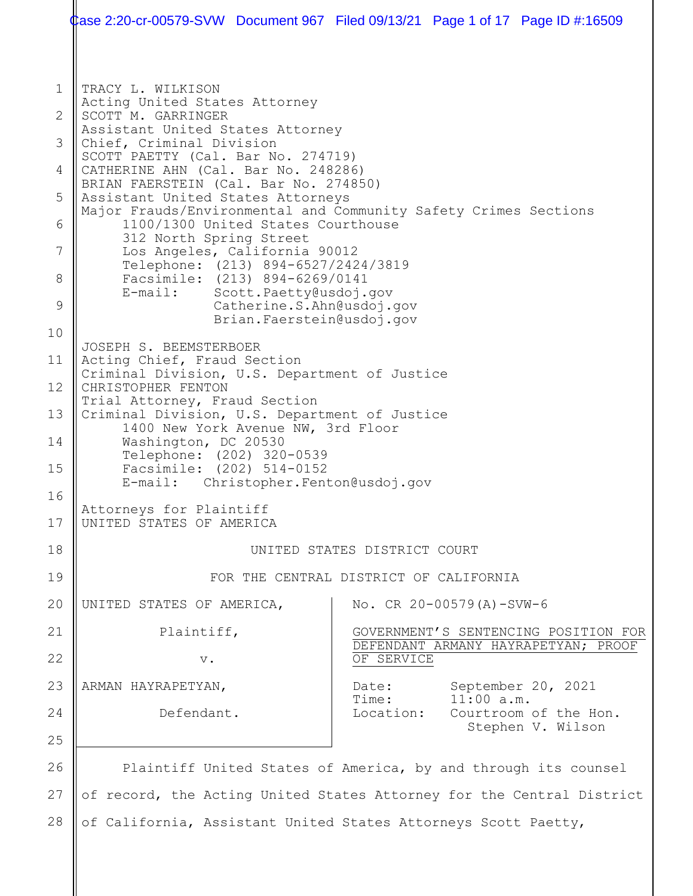TRACY L. WILKISON
Acting United States Attorney
SCOTT M. GARRINGER
Assistant United States Attorney
Chief, Criminal Division
SCOTT PAETTY (Cal. Bar No. 274719)
CATHERINE AHN (Cal. Bar No. 248286)
BRIAN FAERSTEIN (Cal. Bar No. 274850)
Assistant United States Attorneys
Major Frauds/Environmental and Community Safety Crimes Sections
1100/1300 United States Courthouse
312 North Spring Street
Los Angeles, California 90012
Telephone: (213) 894-6527/2424/3819
Facsimile: (213) 894-6269/0141
E-mail: Scott.Paetty@usdoj.gov
Catherine.S.Ahn@usdoj.gov
Brian.Faerstein@usdoj.gov

JOSEPH S. BEEMSTERBOER
Acting Chief, Fraud Section
Criminal Division, U.S. Department of Justice
CHRISTOPHER FENTON
Trial Attorney, Fraud Section
Criminal Division, U.S. Department of Justice
1400 New York Avenue NW, 3rd Floor
Washington, DC 20530
Telephone: (202) 320-0539
Facsimile: (202) 514-0152
E-mail: Christopher.Fenton@usdoj.gov

Attorneys for Plaintiff
UNITED STATES OF AMERICA

UNITED STATES DISTRICT COURT

FOR THE CENTRAL DISTRICT OF CALIFORNIA

UNITED STATES OF AMERICA,

Plaintiff,

v.

ARMAN HAYRAPETYAN,

Defendant.

No. CR 20-00579(A)-SVW-6

GOVERNMENT'S SENTENCING POSITION FOR DEFENDANT ARMANY HAYRAPETYAN; PROOF OF SERVICE

Date: September 20, 2021
Time: 11:00 a.m.
Location: Courtroom of the Hon. Stephen V. Wilson

Plaintiff United States of America, by and through its counsel of record, the Acting United States Attorney for the Central District of California, Assistant United States Attorneys Scott Paetty,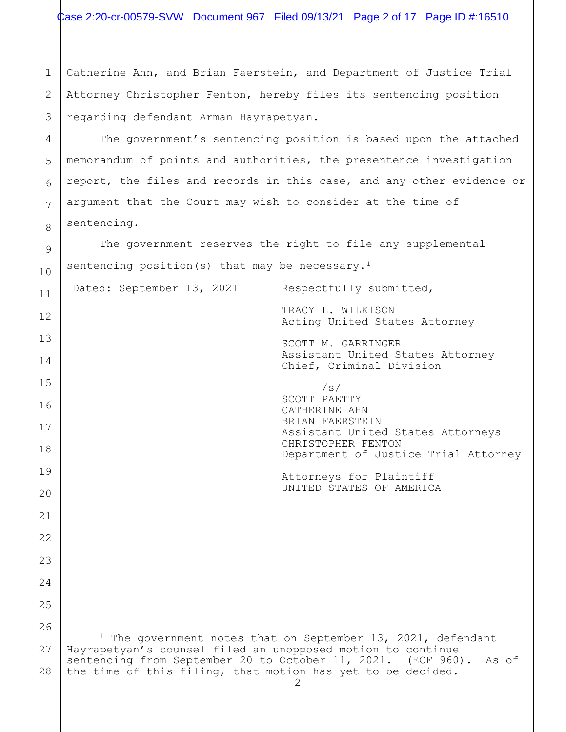Catherine Ahn, and Brian Faerstein, and Department of Justice Trial Attorney Christopher Fenton, hereby files its sentencing position regarding defendant Arman Hayrapetyan.

The government's sentencing position is based upon the attached memorandum of points and authorities, the presentence investigation report, the files and records in this case, and any other evidence or argument that the Court may wish to consider at the time of sentencing.

The government reserves the right to file any supplemental sentencing position(s) that may be necessary.[1]

Dated: September 13, 2021

Respectfully submitted,

TRACY L. WILKISON
Acting United States Attorney

SCOTT M. GARRINGER
Assistant United States Attorney
Chief, Criminal Division

/s/
SCOTT PAETTY
CATHERINE AHN
BRIAN FAERSTEIN
Assistant United States Attorneys
CHRISTOPHER FENTON
Department of Justice Trial Attorney

Attorneys for Plaintiff
UNITED STATES OF AMERICA

---

[1] The government notes that on September 13, 2021, defendant Hayrapetyan's counsel filed an unopposed motion to continue sentencing from September 20 to October 11, 2021. (ECF 960). As of the time of this filing, that motion has yet to be decided.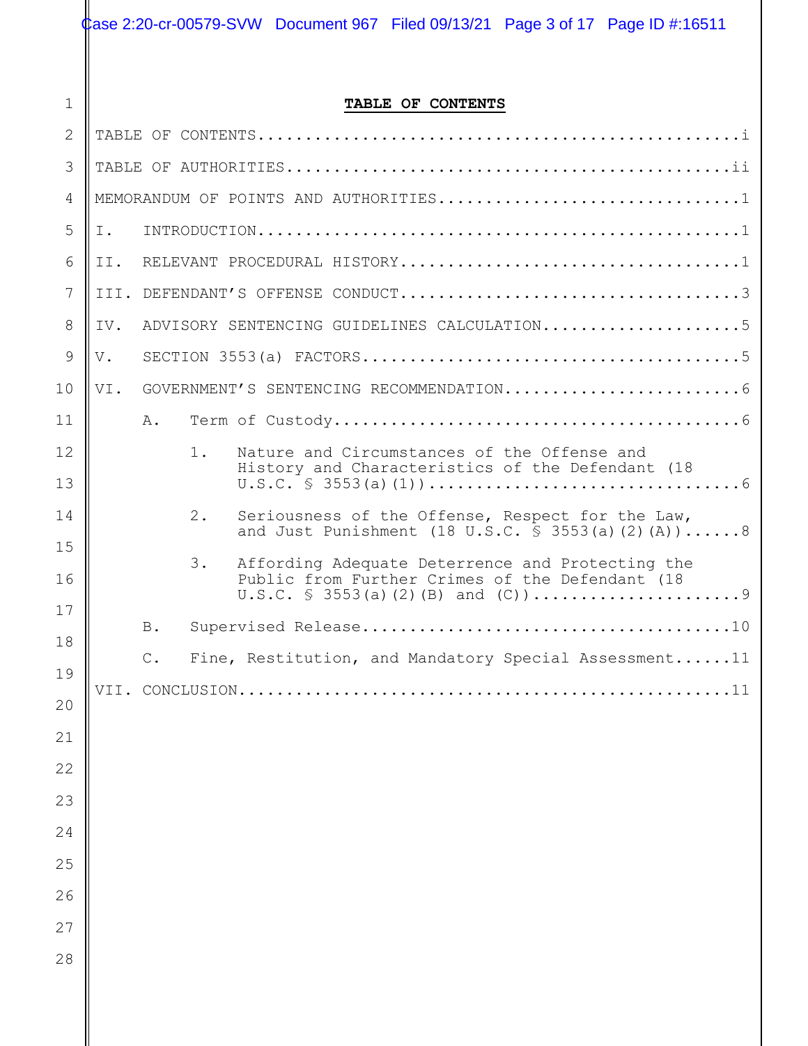# TABLE OF CONTENTS

TABLE OF CONTENTS.....................................................i

TABLE OF AUTHORITIES.................................................ii

MEMORANDUM OF POINTS AND AUTHORITIES.................................1

I. INTRODUCTION......................................................1

II. RELEVANT PROCEDURAL HISTORY......................................1

III. DEFENDANT'S OFFENSE CONDUCT.....................................3

IV. ADVISORY SENTENCING GUIDELINES CALCULATION.......................5

V. SECTION 3553(a) FACTORS...........................................5

VI. GOVERNMENT'S SENTENCING RECOMMENDATION...........................6

- A. Term of Custody...............................................6
  - 1. Nature and Circumstances of the Offense and History and Characteristics of the Defendant (18 U.S.C. § 3553(a)(1))................................6
  - 2. Seriousness of the Offense, Respect for the Law, and Just Punishment (18 U.S.C. § 3553(a)(2)(A))......8
  - 3. Affording Adequate Deterrence and Protecting the Public from Further Crimes of the Defendant (18 U.S.C. § 3553(a)(2)(B) and (C))......................9
- B. Supervised Release............................................10
- C. Fine, Restitution, and Mandatory Special Assessment......11

VII. CONCLUSION.....................................................11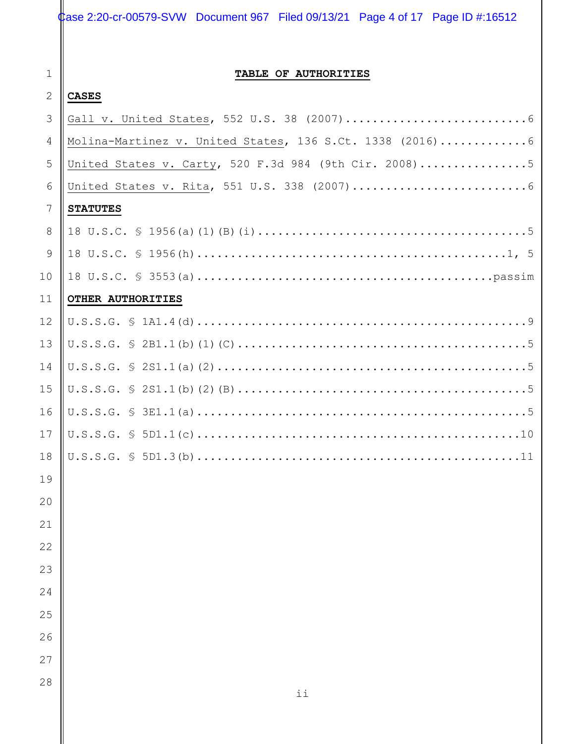# TABLE OF AUTHORITIES

## CASES

Gall v. United States, 552 U.S. 38 (2007)............................6

Molina-Martinez v. United States, 136 S.Ct. 1338 (2016).............6

United States v. Carty, 520 F.3d 984 (9th Cir. 2008)................5

United States v. Rita, 551 U.S. 338 (2007)...........................6

## STATUTES

18 U.S.C. § 1956(a)(1)(B)(i).........................................5

18 U.S.C. § 1956(h)...............................................1, 5

18 U.S.C. § 3553(a)...........................................passim

## OTHER AUTHORITIES

U.S.S.G. § 1A1.4(d)..................................................9

U.S.S.G. § 2B1.1(b)(1)(C)............................................5

U.S.S.G. § 2S1.1(a)(2)...............................................5

U.S.S.G. § 2S1.1(b)(2)(B)............................................5

U.S.S.G. § 3E1.1(a)..................................................5

U.S.S.G. § 5D1.1(c).................................................10

U.S.S.G. § 5D1.3(b).................................................11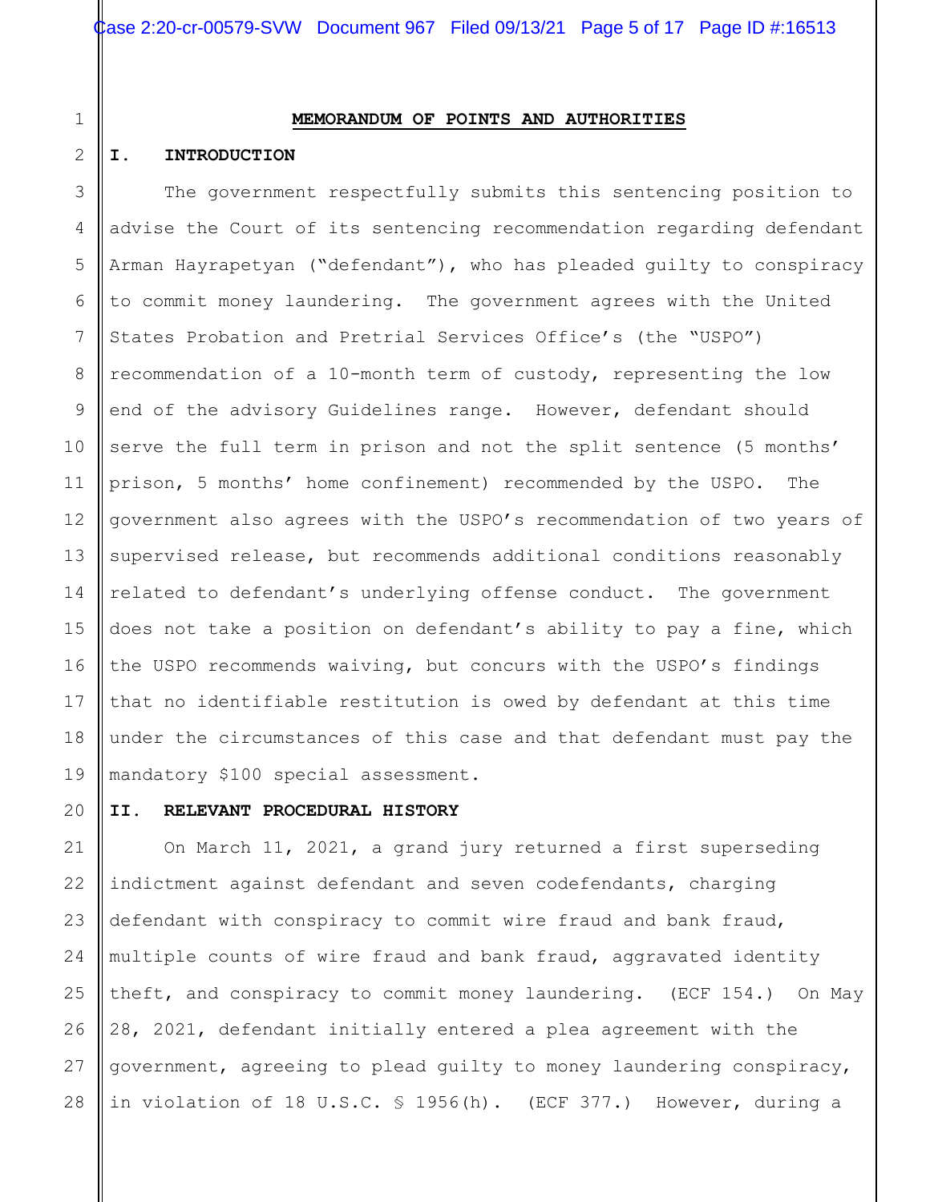## MEMORANDUM OF POINTS AND AUTHORITIES

### I. INTRODUCTION

The government respectfully submits this sentencing position to advise the Court of its sentencing recommendation regarding defendant Arman Hayrapetyan ("defendant"), who has pleaded guilty to conspiracy to commit money laundering. The government agrees with the United States Probation and Pretrial Services Office's (the "USPO") recommendation of a 10-month term of custody, representing the low end of the advisory Guidelines range. However, defendant should serve the full term in prison and not the split sentence (5 months' prison, 5 months' home confinement) recommended by the USPO. The government also agrees with the USPO's recommendation of two years of supervised release, but recommends additional conditions reasonably related to defendant's underlying offense conduct. The government does not take a position on defendant's ability to pay a fine, which the USPO recommends waiving, but concurs with the USPO's findings that no identifiable restitution is owed by defendant at this time under the circumstances of this case and that defendant must pay the mandatory $100 special assessment.

### II. RELEVANT PROCEDURAL HISTORY

On March 11, 2021, a grand jury returned a first superseding indictment against defendant and seven codefendants, charging defendant with conspiracy to commit wire fraud and bank fraud, multiple counts of wire fraud and bank fraud, aggravated identity theft, and conspiracy to commit money laundering. (ECF 154.) On May 28, 2021, defendant initially entered a plea agreement with the government, agreeing to plead guilty to money laundering conspiracy, in violation of 18 U.S.C. § 1956(h). (ECF 377.) However, during a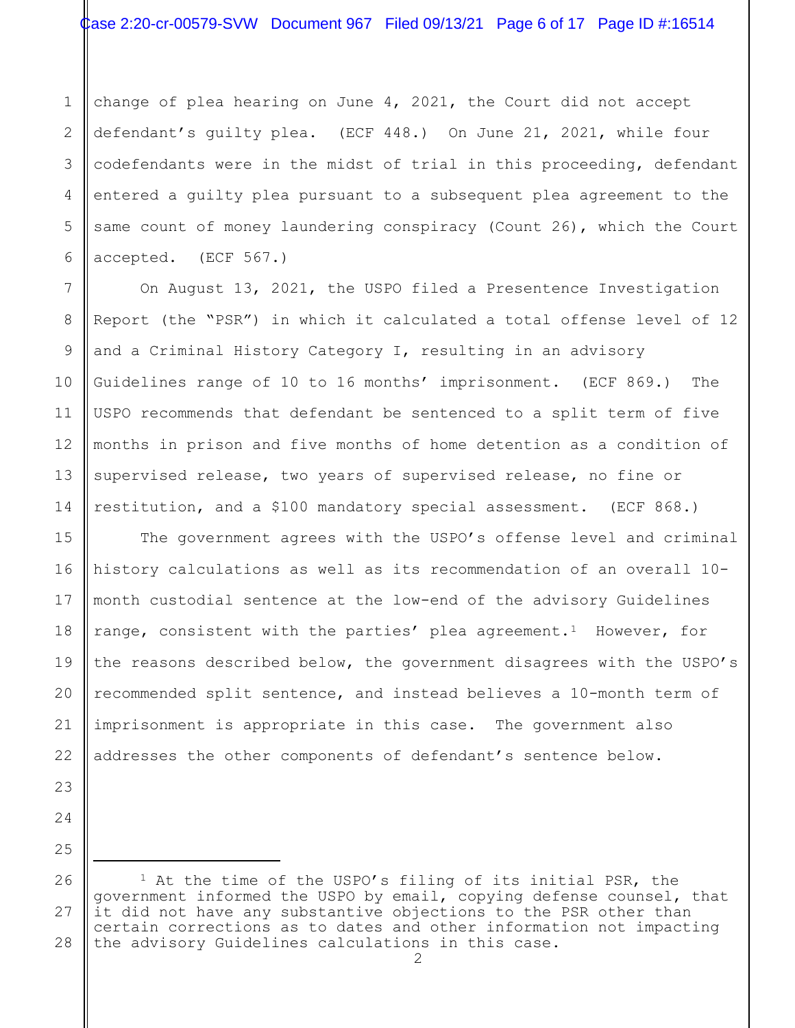change of plea hearing on June 4, 2021, the Court did not accept defendant's guilty plea. (ECF 448.) On June 21, 2021, while four codefendants were in the midst of trial in this proceeding, defendant entered a guilty plea pursuant to a subsequent plea agreement to the same count of money laundering conspiracy (Count 26), which the Court accepted. (ECF 567.)

On August 13, 2021, the USPO filed a Presentence Investigation Report (the "PSR") in which it calculated a total offense level of 12 and a Criminal History Category I, resulting in an advisory Guidelines range of 10 to 16 months' imprisonment. (ECF 869.) The USPO recommends that defendant be sentenced to a split term of five months in prison and five months of home detention as a condition of supervised release, two years of supervised release, no fine or restitution, and a $100 mandatory special assessment. (ECF 868.)

The government agrees with the USPO's offense level and criminal history calculations as well as its recommendation of an overall 10-month custodial sentence at the low-end of the advisory Guidelines range, consistent with the parties' plea agreement.[1] However, for the reasons described below, the government disagrees with the USPO's recommended split sentence, and instead believes a 10-month term of imprisonment is appropriate in this case. The government also addresses the other components of defendant's sentence below.

---

[1] At the time of the USPO's filing of its initial PSR, the government informed the USPO by email, copying defense counsel, that it did not have any substantive objections to the PSR other than certain corrections as to dates and other information not impacting the advisory Guidelines calculations in this case.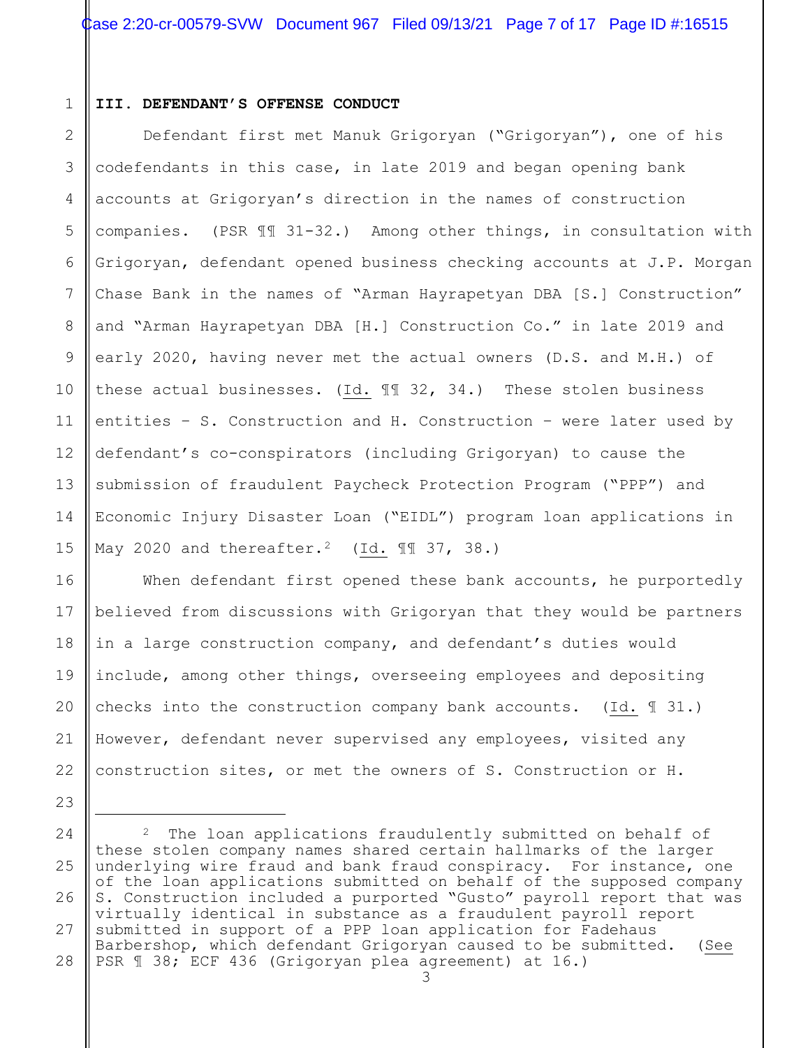### III. DEFENDANT'S OFFENSE CONDUCT

Defendant first met Manuk Grigoryan ("Grigoryan"), one of his codefendants in this case, in late 2019 and began opening bank accounts at Grigoryan's direction in the names of construction companies. (PSR ¶¶ 31-32.) Among other things, in consultation with Grigoryan, defendant opened business checking accounts at J.P. Morgan Chase Bank in the names of "Arman Hayrapetyan DBA [S.] Construction" and "Arman Hayrapetyan DBA [H.] Construction Co." in late 2019 and early 2020, having never met the actual owners (D.S. and M.H.) of these actual businesses. (Id. ¶¶ 32, 34.) These stolen business entities – S. Construction and H. Construction – were later used by defendant's co-conspirators (including Grigoryan) to cause the submission of fraudulent Paycheck Protection Program ("PPP") and Economic Injury Disaster Loan ("EIDL") program loan applications in May 2020 and thereafter.[2] (Id. ¶¶ 37, 38.)

When defendant first opened these bank accounts, he purportedly believed from discussions with Grigoryan that they would be partners in a large construction company, and defendant's duties would include, among other things, overseeing employees and depositing checks into the construction company bank accounts. (Id. ¶ 31.) However, defendant never supervised any employees, visited any construction sites, or met the owners of S. Construction or H.

---

[2] The loan applications fraudulently submitted on behalf of these stolen company names shared certain hallmarks of the larger underlying wire fraud and bank fraud conspiracy. For instance, one of the loan applications submitted on behalf of the supposed company S. Construction included a purported "Gusto" payroll report that was virtually identical in substance as a fraudulent payroll report submitted in support of a PPP loan application for Fadehaus Barbershop, which defendant Grigoryan caused to be submitted. (See PSR ¶ 38; ECF 436 (Grigoryan plea agreement) at 16.)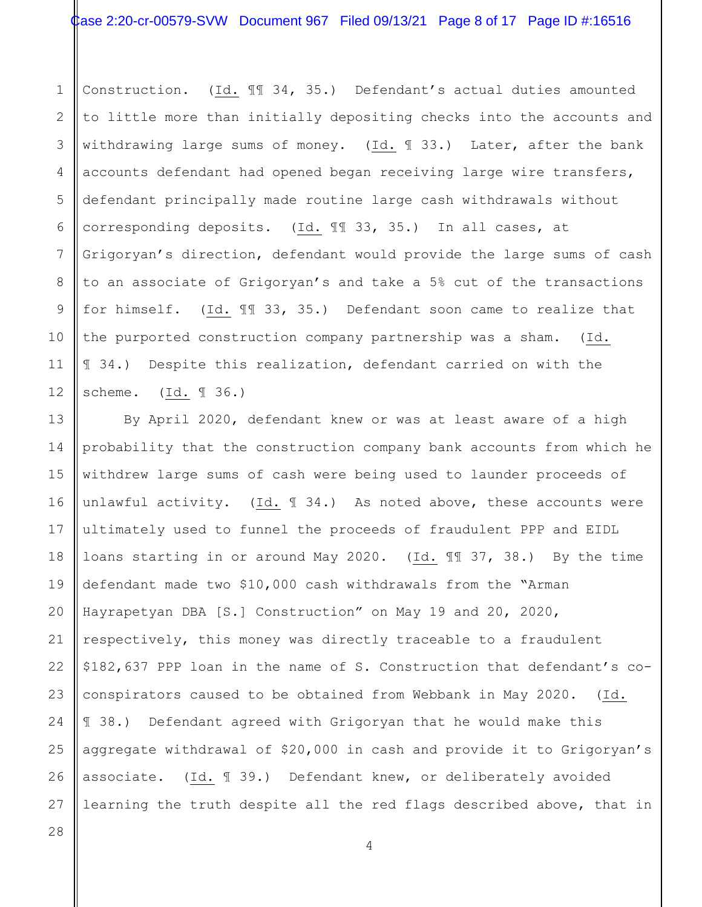Construction. (*Id.* ¶¶ 34, 35.) Defendant's actual duties amounted to little more than initially depositing checks into the accounts and withdrawing large sums of money. (*Id.* ¶ 33.) Later, after the bank accounts defendant had opened began receiving large wire transfers, defendant principally made routine large cash withdrawals without corresponding deposits. (*Id.* ¶¶ 33, 35.) In all cases, at Grigoryan's direction, defendant would provide the large sums of cash to an associate of Grigoryan's and take a 5% cut of the transactions for himself. (*Id.* ¶¶ 33, 35.) Defendant soon came to realize that the purported construction company partnership was a sham. (*Id.* ¶ 34.) Despite this realization, defendant carried on with the scheme. (*Id.* ¶ 36.)

By April 2020, defendant knew or was at least aware of a high probability that the construction company bank accounts from which he withdrew large sums of cash were being used to launder proceeds of unlawful activity. (*Id.* ¶ 34.) As noted above, these accounts were ultimately used to funnel the proceeds of fraudulent PPP and EIDL loans starting in or around May 2020. (*Id.* ¶¶ 37, 38.) By the time defendant made two $10,000 cash withdrawals from the "Arman Hayrapetyan DBA [S.] Construction" on May 19 and 20, 2020, respectively, this money was directly traceable to a fraudulent $182,637 PPP loan in the name of S. Construction that defendant's co-conspirators caused to be obtained from Webbank in May 2020. (*Id.* ¶ 38.) Defendant agreed with Grigoryan that he would make this aggregate withdrawal of $20,000 in cash and provide it to Grigoryan's associate. (*Id.* ¶ 39.) Defendant knew, or deliberately avoided learning the truth despite all the red flags described above, that in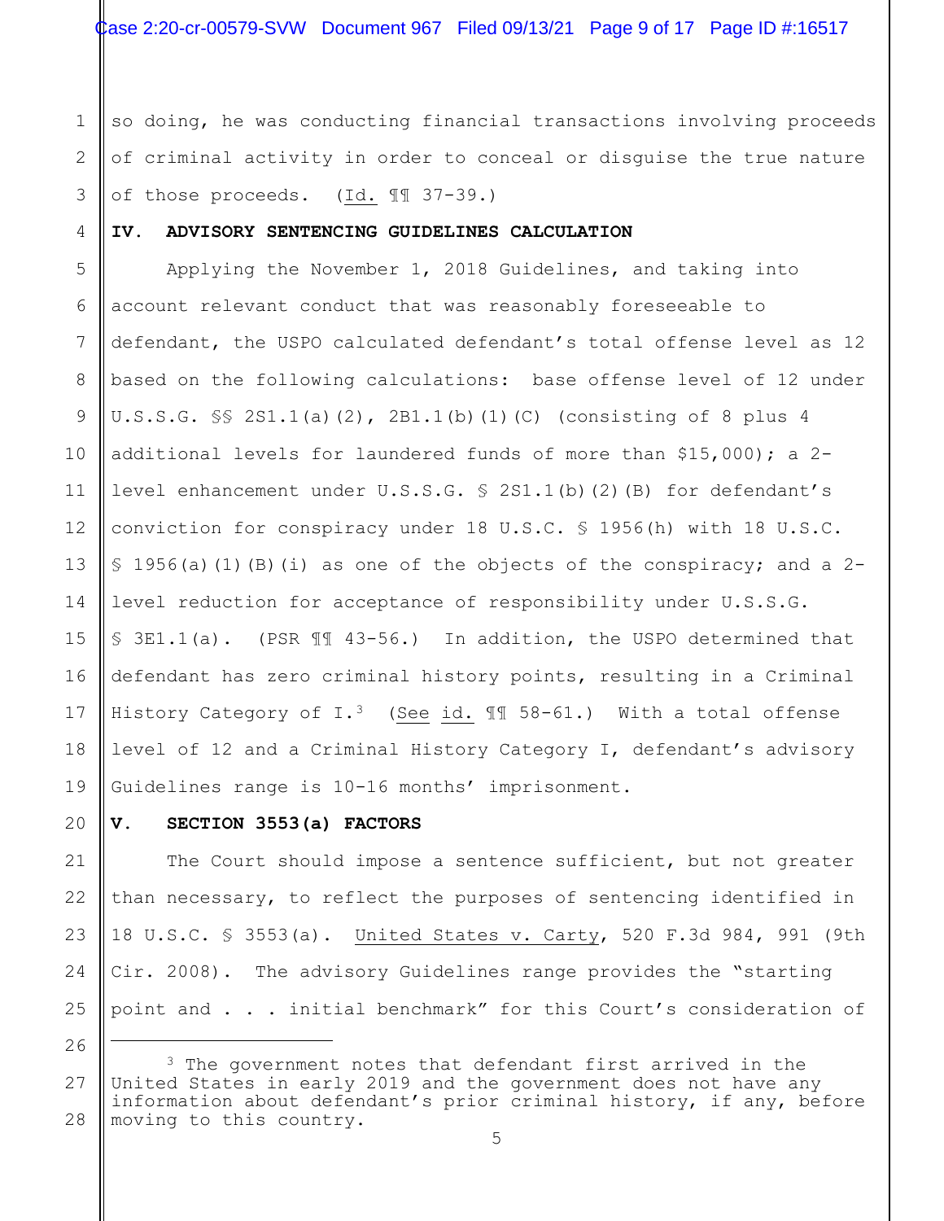so doing, he was conducting financial transactions involving proceeds of criminal activity in order to conceal or disguise the true nature of those proceeds. (Id. ¶¶ 37-39.)

## IV. ADVISORY SENTENCING GUIDELINES CALCULATION

Applying the November 1, 2018 Guidelines, and taking into account relevant conduct that was reasonably foreseeable to defendant, the USPO calculated defendant's total offense level as 12 based on the following calculations: base offense level of 12 under U.S.S.G. §§ 2S1.1(a)(2), 2B1.1(b)(1)(C) (consisting of 8 plus 4 additional levels for laundered funds of more than $15,000); a 2-level enhancement under U.S.S.G. § 2S1.1(b)(2)(B) for defendant's conviction for conspiracy under 18 U.S.C. § 1956(h) with 18 U.S.C. § 1956(a)(1)(B)(i) as one of the objects of the conspiracy; and a 2-level reduction for acceptance of responsibility under U.S.S.G. § 3E1.1(a). (PSR ¶¶ 43-56.) In addition, the USPO determined that defendant has zero criminal history points, resulting in a Criminal History Category of I.[3] (See id. ¶¶ 58-61.) With a total offense level of 12 and a Criminal History Category I, defendant's advisory Guidelines range is 10-16 months' imprisonment.

## V. SECTION 3553(a) FACTORS

The Court should impose a sentence sufficient, but not greater than necessary, to reflect the purposes of sentencing identified in 18 U.S.C. § 3553(a). United States v. Carty, 520 F.3d 984, 991 (9th Cir. 2008). The advisory Guidelines range provides the "starting point and . . . initial benchmark" for this Court's consideration of

---

[3] The government notes that defendant first arrived in the United States in early 2019 and the government does not have any information about defendant's prior criminal history, if any, before moving to this country.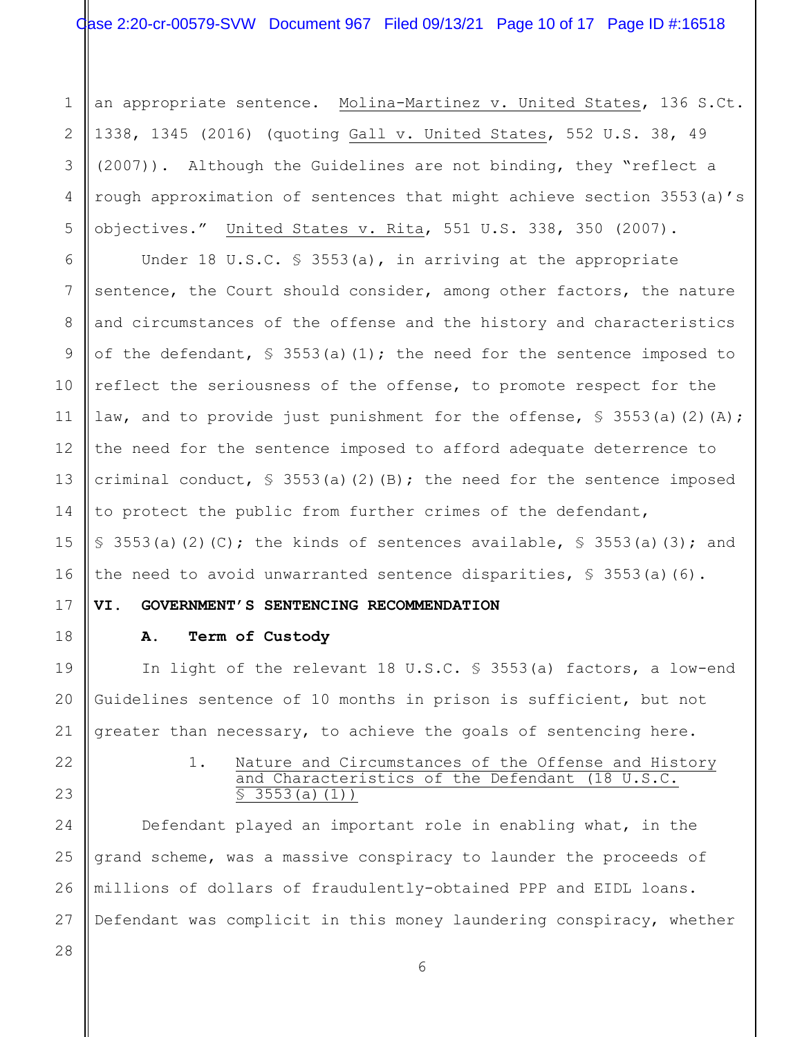an appropriate sentence. Molina-Martinez v. United States, 136 S.Ct. 1338, 1345 (2016) (quoting Gall v. United States, 552 U.S. 38, 49 (2007)). Although the Guidelines are not binding, they "reflect a rough approximation of sentences that might achieve section 3553(a)'s objectives." United States v. Rita, 551 U.S. 338, 350 (2007).

Under 18 U.S.C. § 3553(a), in arriving at the appropriate sentence, the Court should consider, among other factors, the nature and circumstances of the offense and the history and characteristics of the defendant, § 3553(a)(1); the need for the sentence imposed to reflect the seriousness of the offense, to promote respect for the law, and to provide just punishment for the offense, § 3553(a)(2)(A); the need for the sentence imposed to afford adequate deterrence to criminal conduct, § 3553(a)(2)(B); the need for the sentence imposed to protect the public from further crimes of the defendant, § 3553(a)(2)(C); the kinds of sentences available, § 3553(a)(3); and the need to avoid unwarranted sentence disparities, § 3553(a)(6).

## VI. GOVERNMENT'S SENTENCING RECOMMENDATION

### A. Term of Custody

In light of the relevant 18 U.S.C. § 3553(a) factors, a low-end Guidelines sentence of 10 months in prison is sufficient, but not greater than necessary, to achieve the goals of sentencing here.

#### 1. Nature and Circumstances of the Offense and History and Characteristics of the Defendant (18 U.S.C. § 3553(a)(1))

Defendant played an important role in enabling what, in the grand scheme, was a massive conspiracy to launder the proceeds of millions of dollars of fraudulently-obtained PPP and EIDL loans. Defendant was complicit in this money laundering conspiracy, whether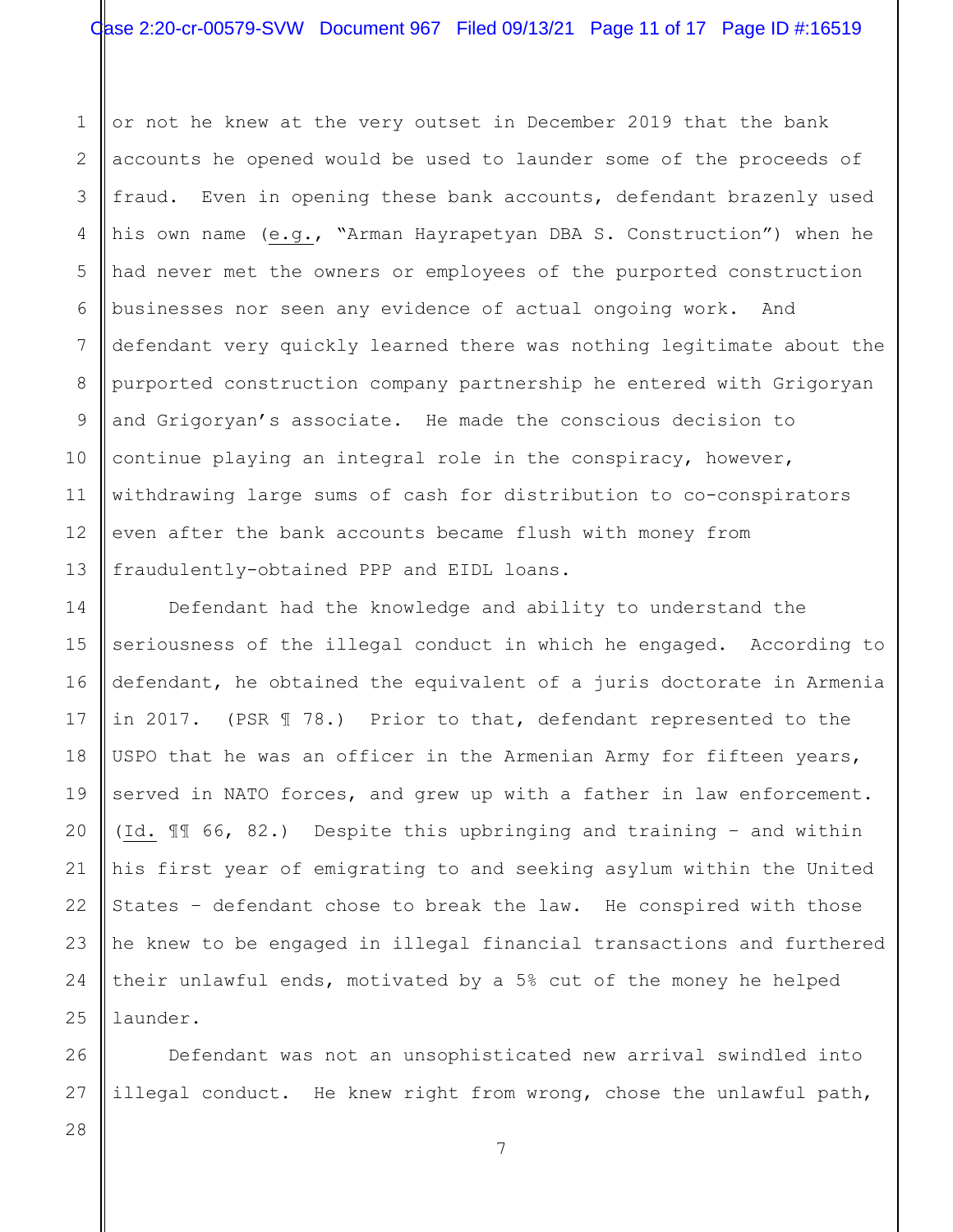or not he knew at the very outset in December 2019 that the bank accounts he opened would be used to launder some of the proceeds of fraud. Even in opening these bank accounts, defendant brazenly used his own name (e.g., "Arman Hayrapetyan DBA S. Construction") when he had never met the owners or employees of the purported construction businesses nor seen any evidence of actual ongoing work. And defendant very quickly learned there was nothing legitimate about the purported construction company partnership he entered with Grigoryan and Grigoryan's associate. He made the conscious decision to continue playing an integral role in the conspiracy, however, withdrawing large sums of cash for distribution to co-conspirators even after the bank accounts became flush with money from fraudulently-obtained PPP and EIDL loans.

Defendant had the knowledge and ability to understand the seriousness of the illegal conduct in which he engaged. According to defendant, he obtained the equivalent of a juris doctorate in Armenia in 2017. (PSR ¶ 78.) Prior to that, defendant represented to the USPO that he was an officer in the Armenian Army for fifteen years, served in NATO forces, and grew up with a father in law enforcement. (Id. ¶¶ 66, 82.) Despite this upbringing and training – and within his first year of emigrating to and seeking asylum within the United States – defendant chose to break the law. He conspired with those he knew to be engaged in illegal financial transactions and furthered their unlawful ends, motivated by a 5% cut of the money he helped launder.

Defendant was not an unsophisticated new arrival swindled into illegal conduct. He knew right from wrong, chose the unlawful path,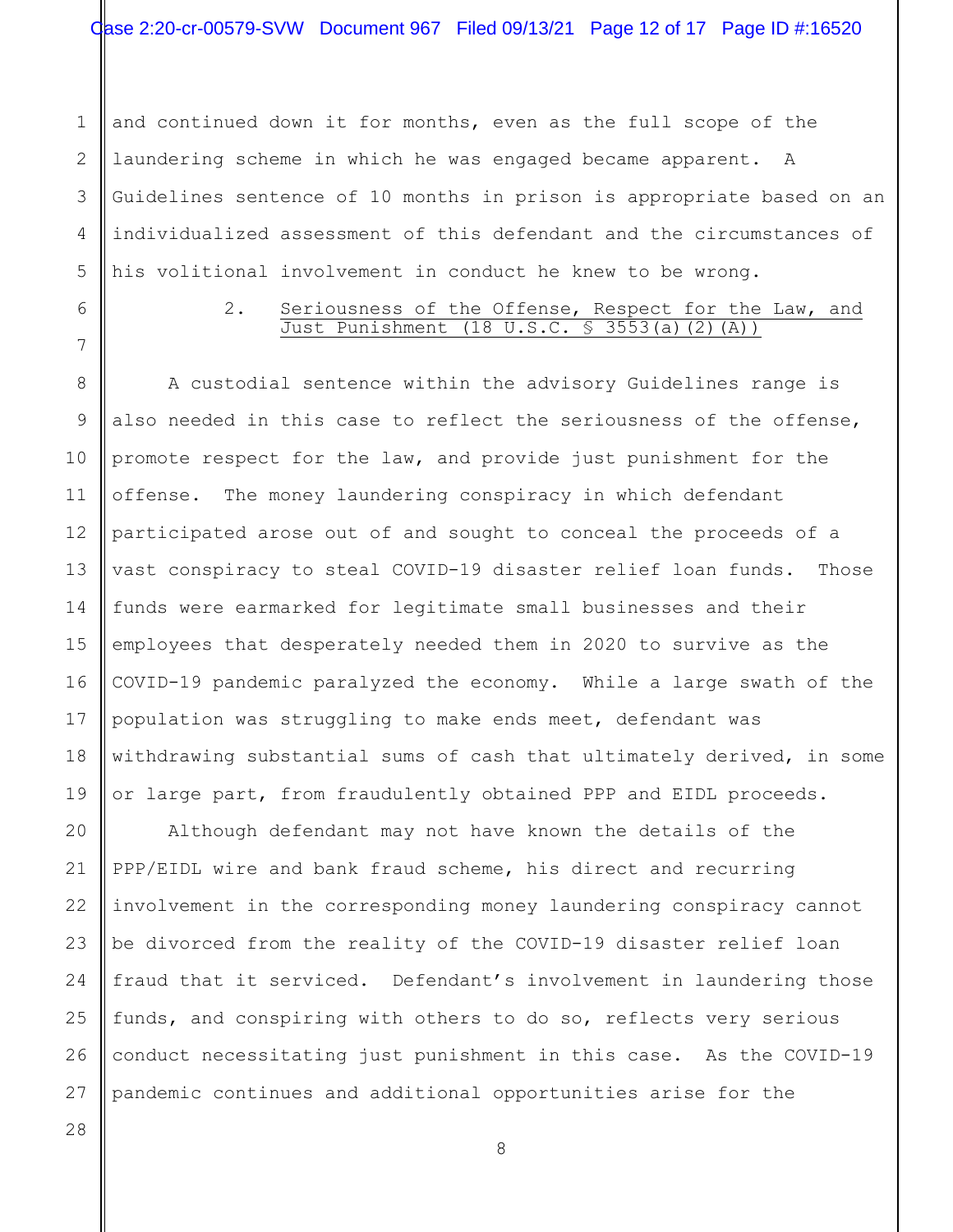and continued down it for months, even as the full scope of the laundering scheme in which he was engaged became apparent. A Guidelines sentence of 10 months in prison is appropriate based on an individualized assessment of this defendant and the circumstances of his volitional involvement in conduct he knew to be wrong.

### 2. Seriousness of the Offense, Respect for the Law, and Just Punishment (18 U.S.C. § 3553(a)(2)(A))

A custodial sentence within the advisory Guidelines range is also needed in this case to reflect the seriousness of the offense, promote respect for the law, and provide just punishment for the offense. The money laundering conspiracy in which defendant participated arose out of and sought to conceal the proceeds of a vast conspiracy to steal COVID-19 disaster relief loan funds. Those funds were earmarked for legitimate small businesses and their employees that desperately needed them in 2020 to survive as the COVID-19 pandemic paralyzed the economy. While a large swath of the population was struggling to make ends meet, defendant was withdrawing substantial sums of cash that ultimately derived, in some or large part, from fraudulently obtained PPP and EIDL proceeds.

Although defendant may not have known the details of the PPP/EIDL wire and bank fraud scheme, his direct and recurring involvement in the corresponding money laundering conspiracy cannot be divorced from the reality of the COVID-19 disaster relief loan fraud that it serviced. Defendant's involvement in laundering those funds, and conspiring with others to do so, reflects very serious conduct necessitating just punishment in this case. As the COVID-19 pandemic continues and additional opportunities arise for the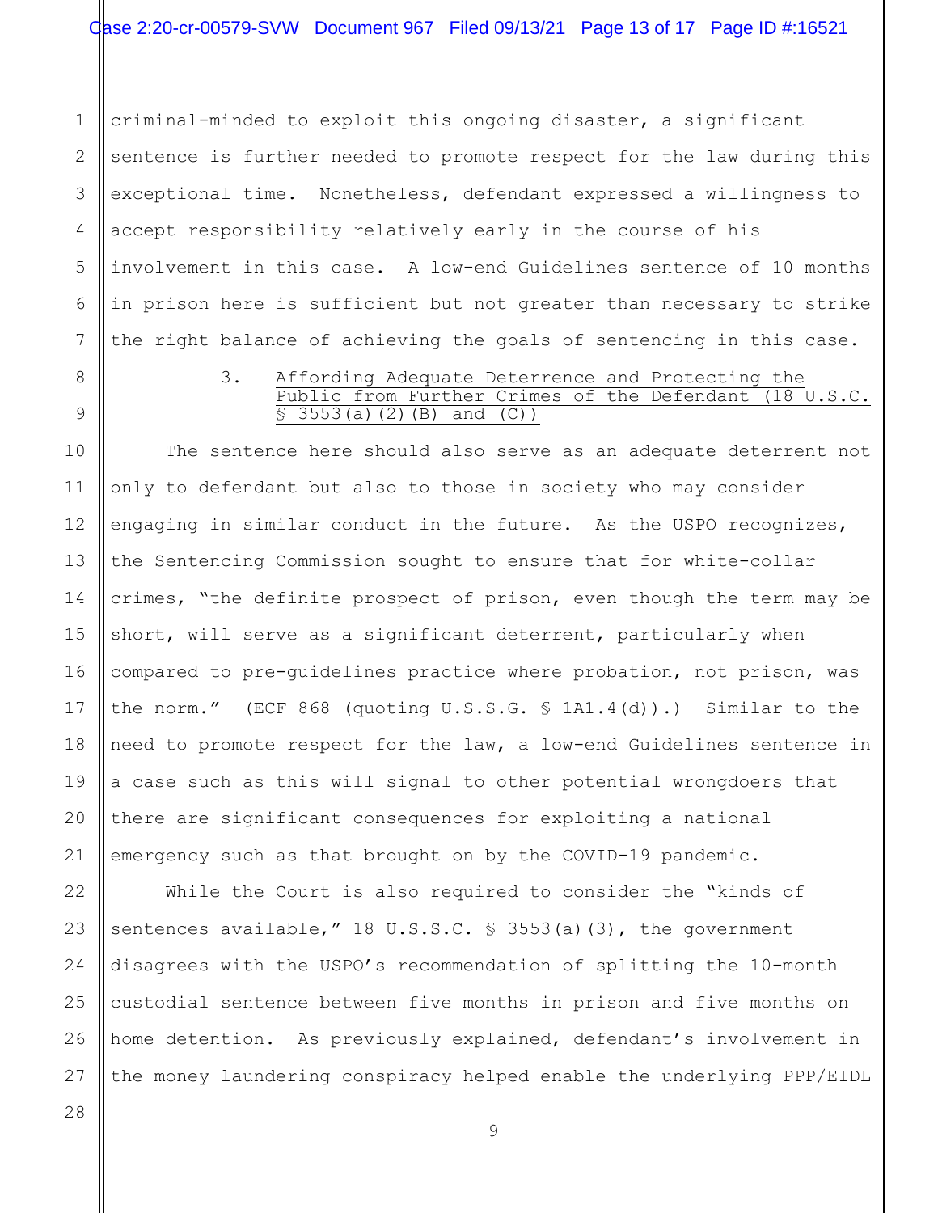criminal-minded to exploit this ongoing disaster, a significant sentence is further needed to promote respect for the law during this exceptional time. Nonetheless, defendant expressed a willingness to accept responsibility relatively early in the course of his involvement in this case. A low-end Guidelines sentence of 10 months in prison here is sufficient but not greater than necessary to strike the right balance of achieving the goals of sentencing in this case.

### 3. Affording Adequate Deterrence and Protecting the Public from Further Crimes of the Defendant (18 U.S.C. § 3553(a)(2)(B) and (C))

The sentence here should also serve as an adequate deterrent not only to defendant but also to those in society who may consider engaging in similar conduct in the future. As the USPO recognizes, the Sentencing Commission sought to ensure that for white-collar crimes, "the definite prospect of prison, even though the term may be short, will serve as a significant deterrent, particularly when compared to pre-guidelines practice where probation, not prison, was the norm." (ECF 868 (quoting U.S.S.G. § 1A1.4(d)).) Similar to the need to promote respect for the law, a low-end Guidelines sentence in a case such as this will signal to other potential wrongdoers that there are significant consequences for exploiting a national emergency such as that brought on by the COVID-19 pandemic.

While the Court is also required to consider the "kinds of sentences available," 18 U.S.S.C. § 3553(a)(3), the government disagrees with the USPO's recommendation of splitting the 10-month custodial sentence between five months in prison and five months on home detention. As previously explained, defendant's involvement in the money laundering conspiracy helped enable the underlying PPP/EIDL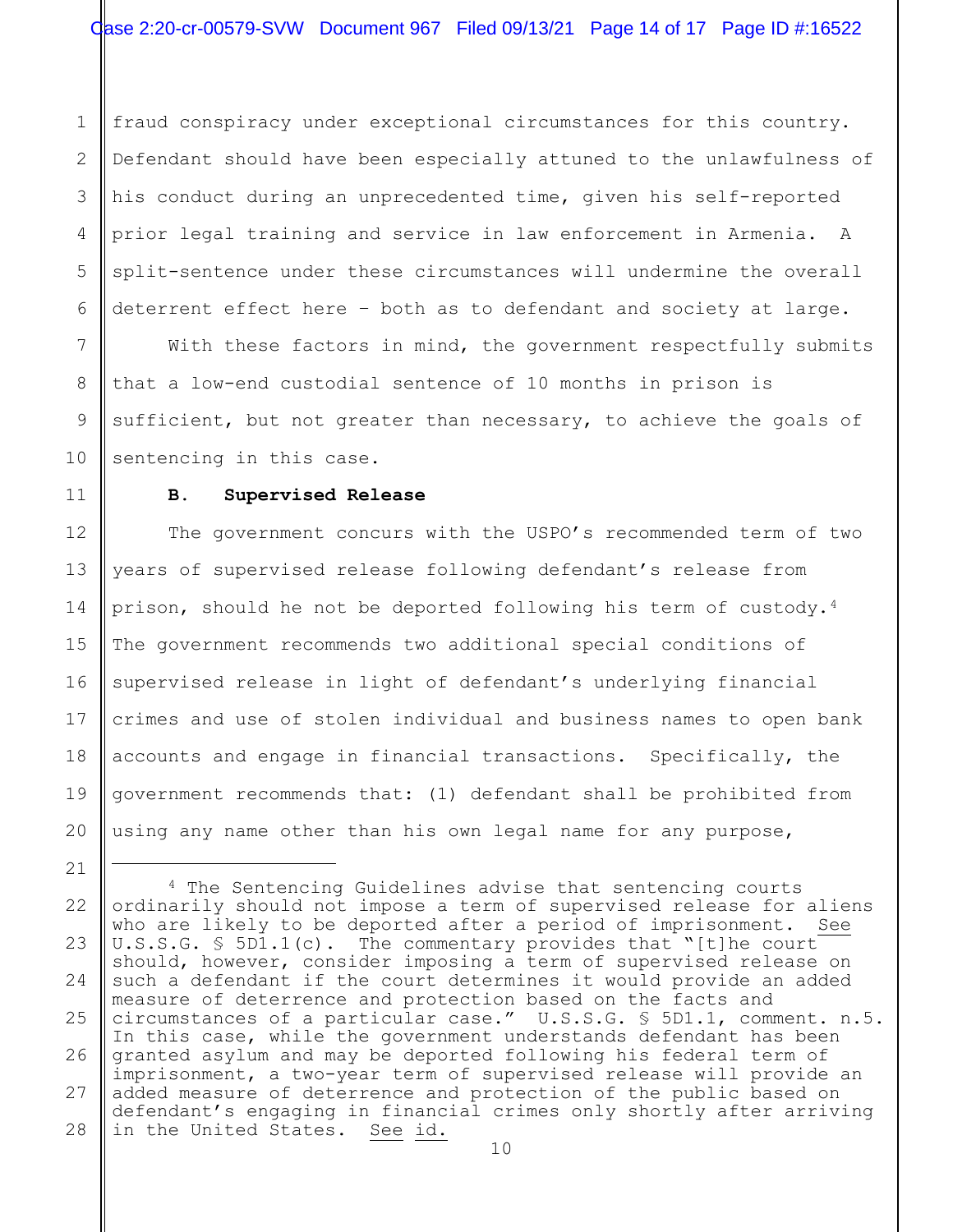fraud conspiracy under exceptional circumstances for this country. Defendant should have been especially attuned to the unlawfulness of his conduct during an unprecedented time, given his self-reported prior legal training and service in law enforcement in Armenia. A split-sentence under these circumstances will undermine the overall deterrent effect here – both as to defendant and society at large.

With these factors in mind, the government respectfully submits that a low-end custodial sentence of 10 months in prison is sufficient, but not greater than necessary, to achieve the goals of sentencing in this case.

### B. Supervised Release

The government concurs with the USPO's recommended term of two years of supervised release following defendant's release from prison, should he not be deported following his term of custody.[4] The government recommends two additional special conditions of supervised release in light of defendant's underlying financial crimes and use of stolen individual and business names to open bank accounts and engage in financial transactions. Specifically, the government recommends that: (1) defendant shall be prohibited from using any name other than his own legal name for any purpose,

---

[4] The Sentencing Guidelines advise that sentencing courts ordinarily should not impose a term of supervised release for aliens who are likely to be deported after a period of imprisonment. See U.S.S.G. § 5D1.1(c). The commentary provides that "[t]he court should, however, consider imposing a term of supervised release on such a defendant if the court determines it would provide an added measure of deterrence and protection based on the facts and circumstances of a particular case." U.S.S.G. § 5D1.1, comment. n.5. In this case, while the government understands defendant has been granted asylum and may be deported following his federal term of imprisonment, a two-year term of supervised release will provide an added measure of deterrence and protection of the public based on defendant's engaging in financial crimes only shortly after arriving in the United States. See id.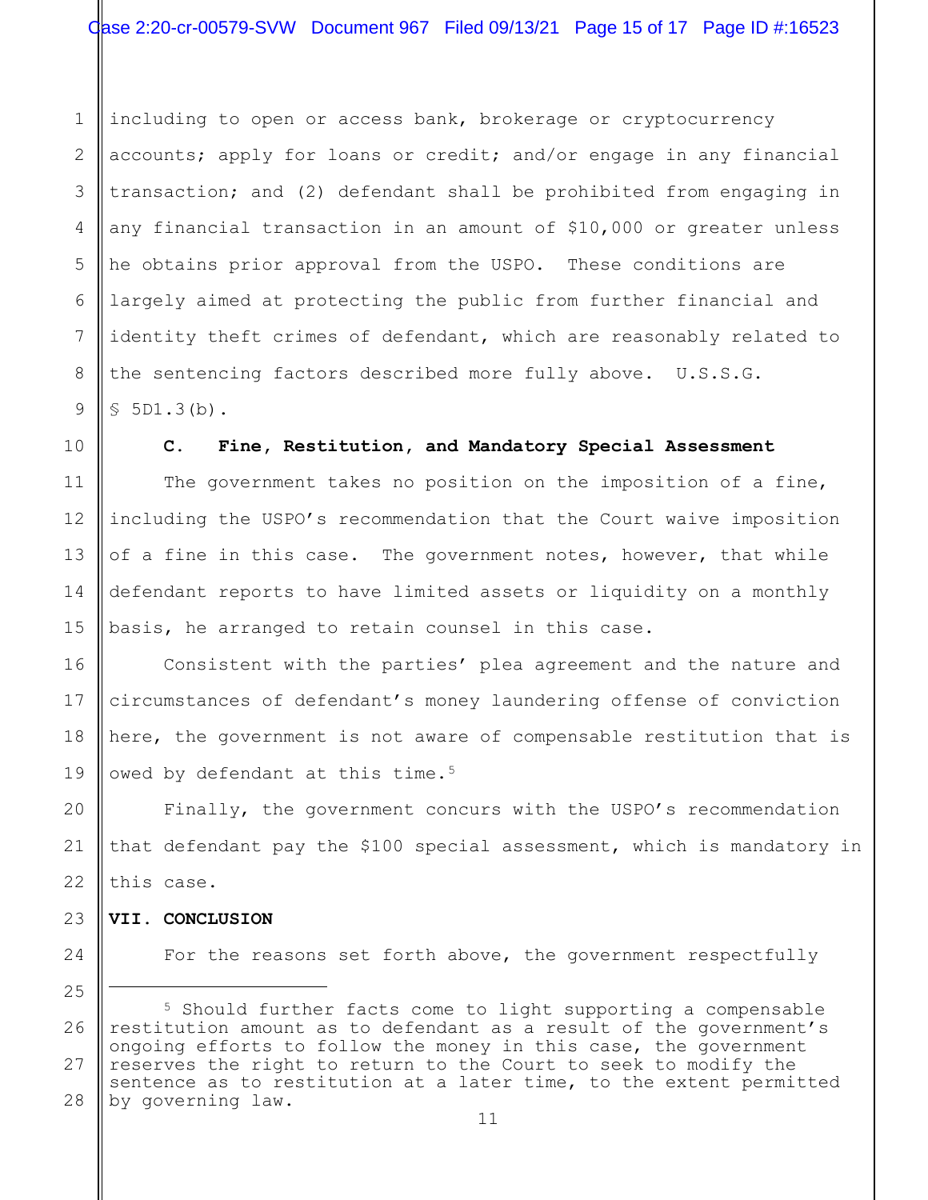including to open or access bank, brokerage or cryptocurrency accounts; apply for loans or credit; and/or engage in any financial transaction; and (2) defendant shall be prohibited from engaging in any financial transaction in an amount of $10,000 or greater unless he obtains prior approval from the USPO. These conditions are largely aimed at protecting the public from further financial and identity theft crimes of defendant, which are reasonably related to the sentencing factors described more fully above. U.S.S.G. § 5D1.3(b).

### C. Fine, Restitution, and Mandatory Special Assessment

The government takes no position on the imposition of a fine, including the USPO's recommendation that the Court waive imposition of a fine in this case. The government notes, however, that while defendant reports to have limited assets or liquidity on a monthly basis, he arranged to retain counsel in this case.

Consistent with the parties' plea agreement and the nature and circumstances of defendant's money laundering offense of conviction here, the government is not aware of compensable restitution that is owed by defendant at this time.[5]

Finally, the government concurs with the USPO's recommendation that defendant pay the $100 special assessment, which is mandatory in this case.

## VII. CONCLUSION

For the reasons set forth above, the government respectfully

---

[5] Should further facts come to light supporting a compensable restitution amount as to defendant as a result of the government's ongoing efforts to follow the money in this case, the government reserves the right to return to the Court to seek to modify the sentence as to restitution at a later time, to the extent permitted by governing law.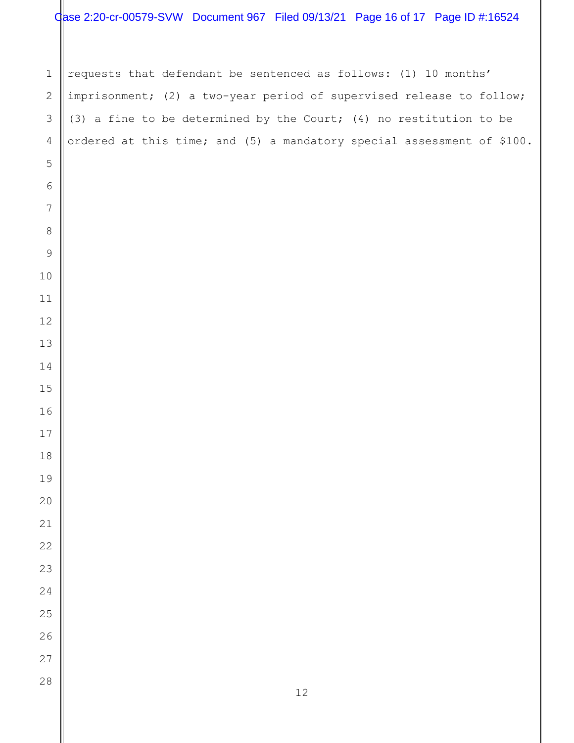requests that defendant be sentenced as follows: (1) 10 months' imprisonment; (2) a two-year period of supervised release to follow; (3) a fine to be determined by the Court; (4) no restitution to be ordered at this time; and (5) a mandatory special assessment of $100.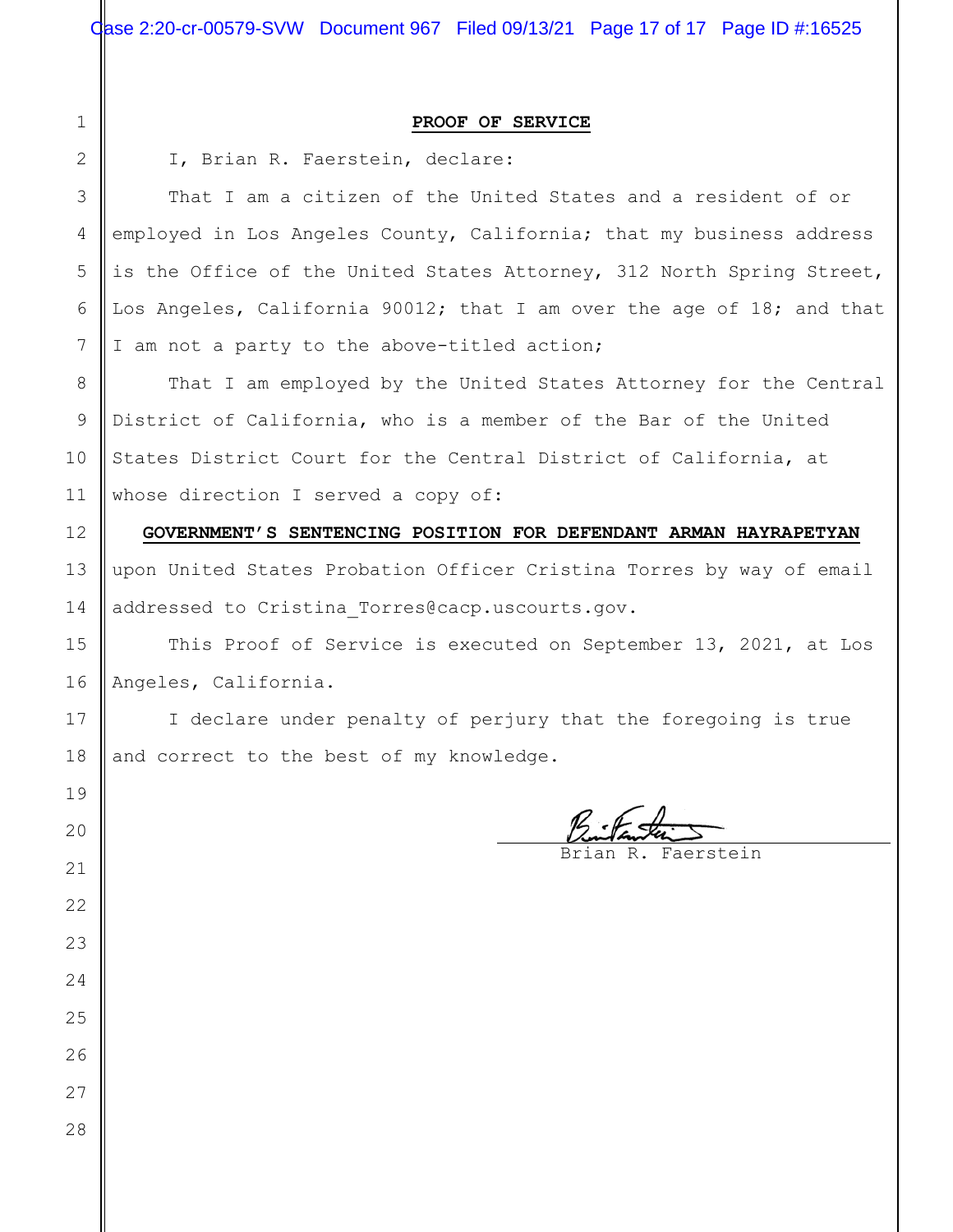**PROOF OF SERVICE**

I, Brian R. Faerstein, declare:

That I am a citizen of the United States and a resident of or employed in Los Angeles County, California; that my business address is the Office of the United States Attorney, 312 North Spring Street, Los Angeles, California 90012; that I am over the age of 18; and that I am not a party to the above-titled action;

That I am employed by the United States Attorney for the Central District of California, who is a member of the Bar of the United States District Court for the Central District of California, at whose direction I served a copy of:

**GOVERNMENT'S SENTENCING POSITION FOR DEFENDANT ARMAN HAYRAPETYAN**

upon United States Probation Officer Cristina Torres by way of email addressed to Cristina_Torres@cacp.uscourts.gov.

This Proof of Service is executed on September 13, 2021, at Los Angeles, California.

I declare under penalty of perjury that the foregoing is true and correct to the best of my knowledge.

Brian R. Faerstein